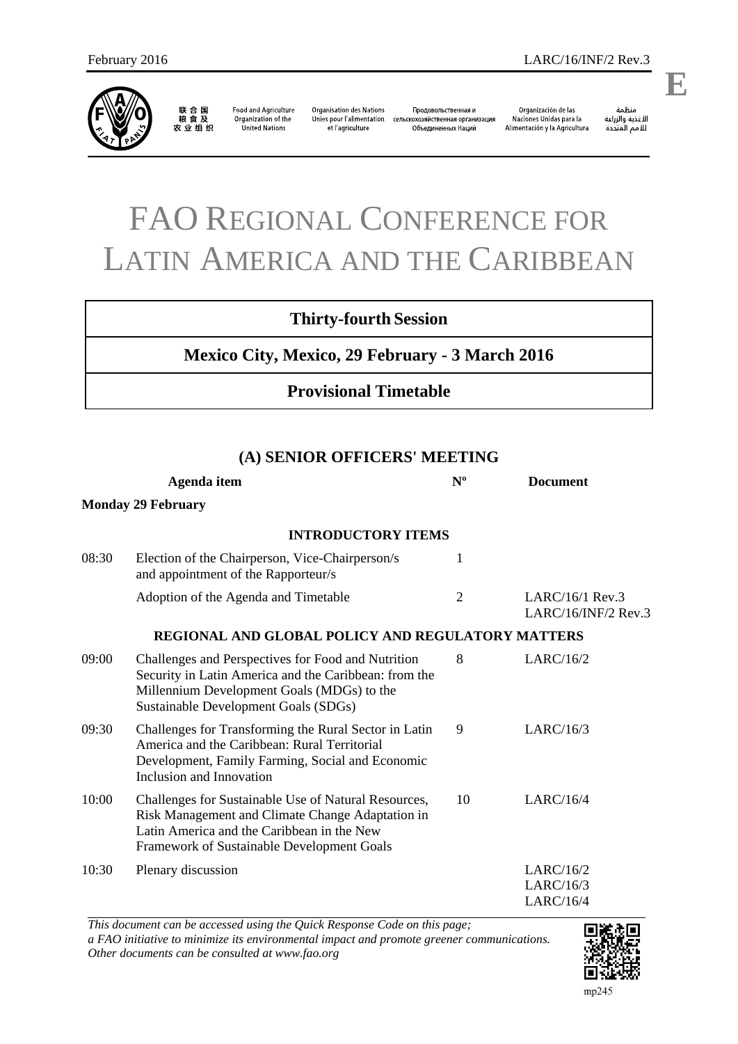February 2016 LARC/16/INF/2 Rev.3

**E**

联合国粮食及农业组织 | Food and Agriculture Organization of the United Nations | Organisation des Nations Unies pour l'alimentation et l'agriculture | Продовольственная и сельскохозяйственная организация Объединенных Наций | Organización de las Naciones Unidas para la Alimentación y la Agricultura | منظمة الأغذية والزراعة للأمم المتحدة

# FAO Regional Conference for Latin America and the Caribbean

**Thirty-fourth Session**

**Mexico City, Mexico, 29 February - 3 March 2016**

**Provisional Timetable**

## (A) SENIOR OFFICERS' MEETING

| | Agenda item | Nº | Document |
|---|---|---|---|
| **Monday 29 February** | | | |
| | **INTRODUCTORY ITEMS** | | |
| 08:30 | Election of the Chairperson, Vice-Chairperson/s and appointment of the Rapporteur/s | 1 | |
| | Adoption of the Agenda and Timetable | 2 | LARC/16/1 Rev.3<br>LARC/16/INF/2 Rev.3 |
| | **REGIONAL AND GLOBAL POLICY AND REGULATORY MATTERS** | | |
| 09:00 | Challenges and Perspectives for Food and Nutrition Security in Latin America and the Caribbean: from the Millennium Development Goals (MDGs) to the Sustainable Development Goals (SDGs) | 8 | LARC/16/2 |
| 09:30 | Challenges for Transforming the Rural Sector in Latin America and the Caribbean: Rural Territorial Development, Family Farming, Social and Economic Inclusion and Innovation | 9 | LARC/16/3 |
| 10:00 | Challenges for Sustainable Use of Natural Resources, Risk Management and Climate Change Adaptation in Latin America and the Caribbean in the New Framework of Sustainable Development Goals | 10 | LARC/16/4 |
| 10:30 | Plenary discussion | | LARC/16/2<br>LARC/16/3<br>LARC/16/4 |

*This document can be accessed using the Quick Response Code on this page; a FAO initiative to minimize its environmental impact and promote greener communications. Other documents can be consulted at www.fao.org*

mp245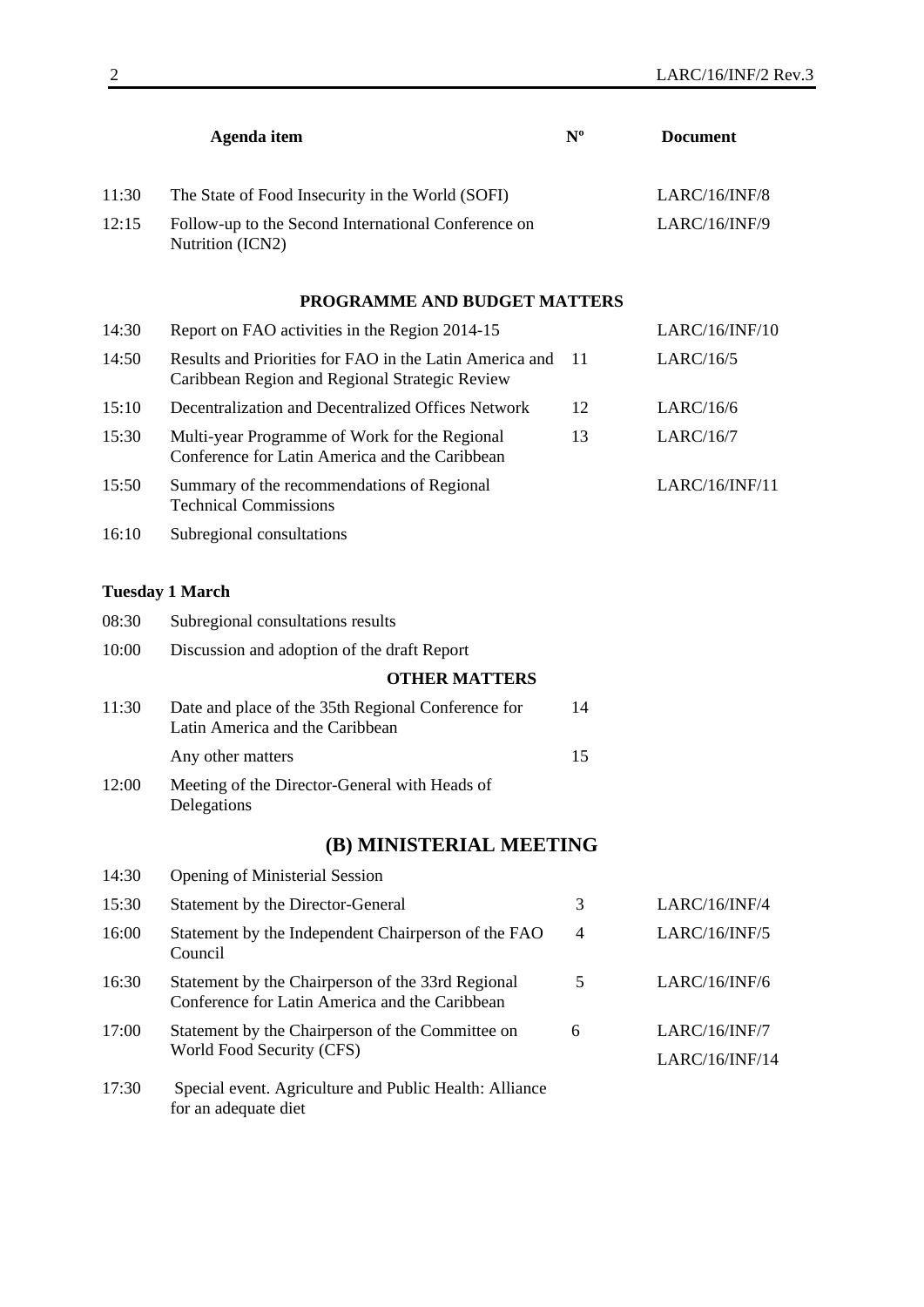| | Agenda item | Nº | Document |
|---|---|---|---|
| 11:30 | The State of Food Insecurity in the World (SOFI) | | LARC/16/INF/8 |
| 12:15 | Follow-up to the Second International Conference on Nutrition (ICN2) | | LARC/16/INF/9 |
| | **PROGRAMME AND BUDGET MATTERS** | | |
| 14:30 | Report on FAO activities in the Region 2014-15 | | LARC/16/INF/10 |
| 14:50 | Results and Priorities for FAO in the Latin America and Caribbean Region and Regional Strategic Review | 11 | LARC/16/5 |
| 15:10 | Decentralization and Decentralized Offices Network | 12 | LARC/16/6 |
| 15:30 | Multi-year Programme of Work for the Regional Conference for Latin America and the Caribbean | 13 | LARC/16/7 |
| 15:50 | Summary of the recommendations of Regional Technical Commissions | | LARC/16/INF/11 |
| 16:10 | Subregional consultations | | |
| **Tuesday 1 March** | | | |
| 08:30 | Subregional consultations results | | |
| 10:00 | Discussion and adoption of the draft Report | | |
| | **OTHER MATTERS** | | |
| 11:30 | Date and place of the 35th Regional Conference for Latin America and the Caribbean | 14 | |
| | Any other matters | 15 | |
| 12:00 | Meeting of the Director-General with Heads of Delegations | | |

## (B) MINISTERIAL MEETING

| | | | |
|---|---|---|---|
| 14:30 | Opening of Ministerial Session | | |
| 15:30 | Statement by the Director-General | 3 | LARC/16/INF/4 |
| 16:00 | Statement by the Independent Chairperson of the FAO Council | 4 | LARC/16/INF/5 |
| 16:30 | Statement by the Chairperson of the 33rd Regional Conference for Latin America and the Caribbean | 5 | LARC/16/INF/6 |
| 17:00 | Statement by the Chairperson of the Committee on World Food Security (CFS) | 6 | LARC/16/INF/7<br>LARC/16/INF/14 |
| 17:30 | Special event. Agriculture and Public Health: Alliance for an adequate diet | | |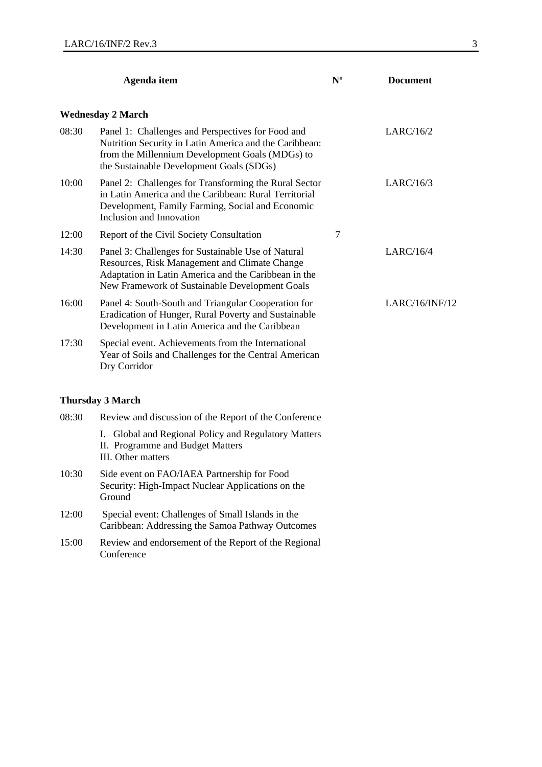| | Agenda item | Nº | Document |
|---|---|---|---|
| **Wednesday 2 March** | | | |
| 08:30 | Panel 1: Challenges and Perspectives for Food and Nutrition Security in Latin America and the Caribbean: from the Millennium Development Goals (MDGs) to the Sustainable Development Goals (SDGs) | | LARC/16/2 |
| 10:00 | Panel 2: Challenges for Transforming the Rural Sector in Latin America and the Caribbean: Rural Territorial Development, Family Farming, Social and Economic Inclusion and Innovation | | LARC/16/3 |
| 12:00 | Report of the Civil Society Consultation | 7 | |
| 14:30 | Panel 3: Challenges for Sustainable Use of Natural Resources, Risk Management and Climate Change Adaptation in Latin America and the Caribbean in the New Framework of Sustainable Development Goals | | LARC/16/4 |
| 16:00 | Panel 4: South-South and Triangular Cooperation for Eradication of Hunger, Rural Poverty and Sustainable Development in Latin America and the Caribbean | | LARC/16/INF/12 |
| 17:30 | Special event. Achievements from the International Year of Soils and Challenges for the Central American Dry Corridor | | |
| **Thursday 3 March** | | | |
| 08:30 | Review and discussion of the Report of the Conference<br>I. Global and Regional Policy and Regulatory Matters<br>II. Programme and Budget Matters<br>III. Other matters | | |
| 10:30 | Side event on FAO/IAEA Partnership for Food Security: High-Impact Nuclear Applications on the Ground | | |
| 12:00 | Special event: Challenges of Small Islands in the Caribbean: Addressing the Samoa Pathway Outcomes | | |
| 15:00 | Review and endorsement of the Report of the Regional Conference | | |